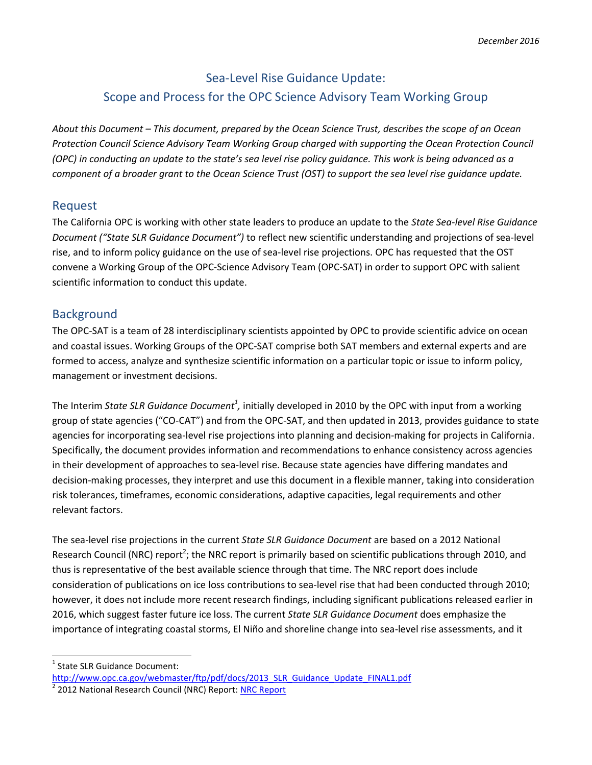*December 2016*

# Sea-Level Rise Guidance Update:
# Scope and Process for the OPC Science Advisory Team Working Group

*About this Document – This document, prepared by the Ocean Science Trust, describes the scope of an Ocean Protection Council Science Advisory Team Working Group charged with supporting the Ocean Protection Council (OPC) in conducting an update to the state's sea level rise policy guidance. This work is being advanced as a component of a broader grant to the Ocean Science Trust (OST) to support the sea level rise guidance update.*

## Request

The California OPC is working with other state leaders to produce an update to the *State Sea-level Rise Guidance Document ("State SLR Guidance Document")* to reflect new scientific understanding and projections of sea-level rise, and to inform policy guidance on the use of sea-level rise projections. OPC has requested that the OST convene a Working Group of the OPC-Science Advisory Team (OPC-SAT) in order to support OPC with salient scientific information to conduct this update.

## Background

The OPC-SAT is a team of 28 interdisciplinary scientists appointed by OPC to provide scientific advice on ocean and coastal issues. Working Groups of the OPC-SAT comprise both SAT members and external experts and are formed to access, analyze and synthesize scientific information on a particular topic or issue to inform policy, management or investment decisions.

The Interim *State SLR Guidance Document*[1], initially developed in 2010 by the OPC with input from a working group of state agencies ("CO-CAT") and from the OPC-SAT, and then updated in 2013, provides guidance to state agencies for incorporating sea-level rise projections into planning and decision-making for projects in California. Specifically, the document provides information and recommendations to enhance consistency across agencies in their development of approaches to sea-level rise. Because state agencies have differing mandates and decision-making processes, they interpret and use this document in a flexible manner, taking into consideration risk tolerances, timeframes, economic considerations, adaptive capacities, legal requirements and other relevant factors.

The sea-level rise projections in the current *State SLR Guidance Document* are based on a 2012 National Research Council (NRC) report[2]; the NRC report is primarily based on scientific publications through 2010, and thus is representative of the best available science through that time. The NRC report does include consideration of publications on ice loss contributions to sea-level rise that had been conducted through 2010; however, it does not include more recent research findings, including significant publications released earlier in 2016, which suggest faster future ice loss. The current *State SLR Guidance Document* does emphasize the importance of integrating coastal storms, El Niño and shoreline change into sea-level rise assessments, and it

---

[1] State SLR Guidance Document: http://www.opc.ca.gov/webmaster/ftp/pdf/docs/2013_SLR_Guidance_Update_FINAL1.pdf

[2] 2012 National Research Council (NRC) Report: NRC Report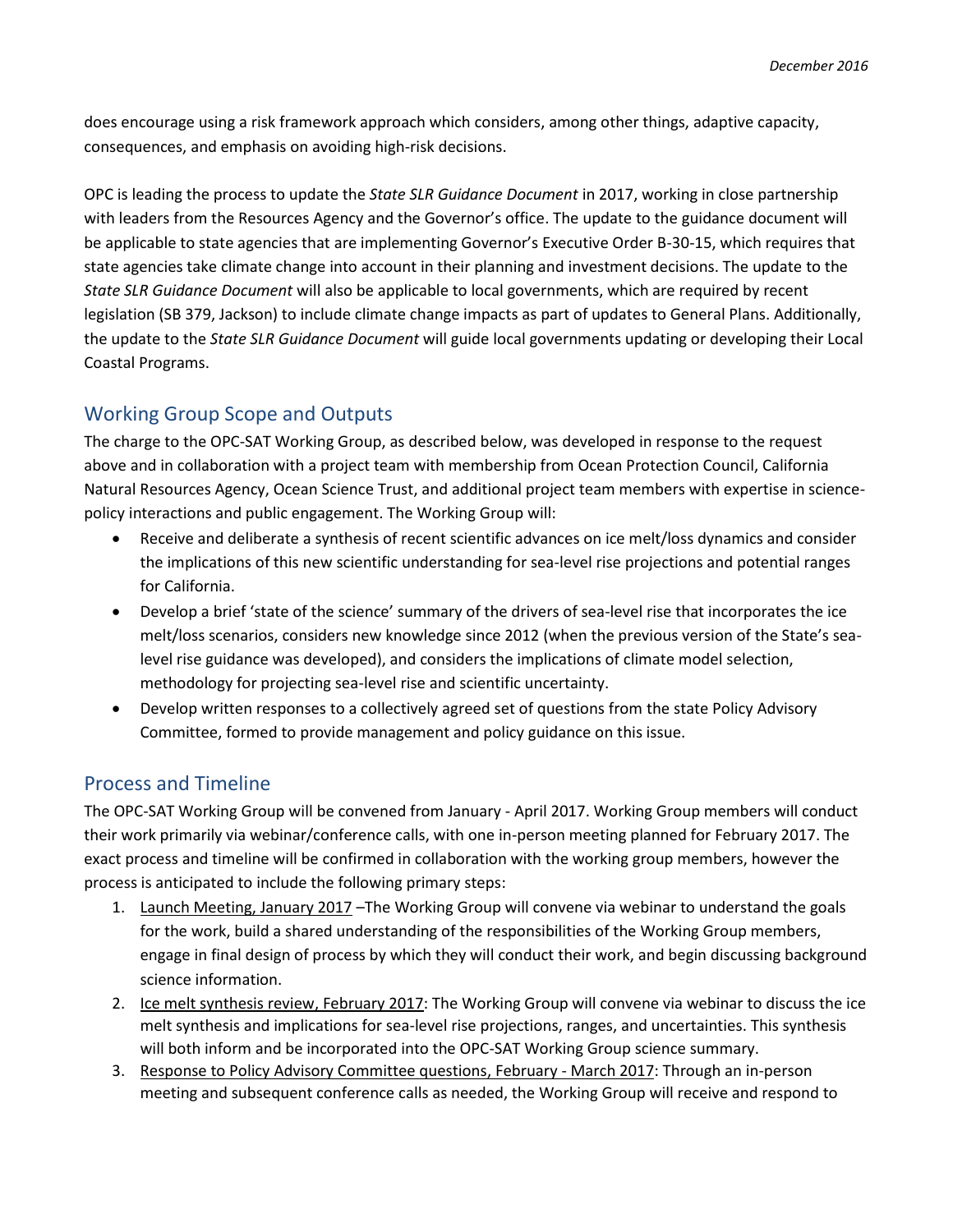does encourage using a risk framework approach which considers, among other things, adaptive capacity, consequences, and emphasis on avoiding high-risk decisions.

OPC is leading the process to update the *State SLR Guidance Document* in 2017, working in close partnership with leaders from the Resources Agency and the Governor's office. The update to the guidance document will be applicable to state agencies that are implementing Governor's Executive Order B-30-15, which requires that state agencies take climate change into account in their planning and investment decisions. The update to the *State SLR Guidance Document* will also be applicable to local governments, which are required by recent legislation (SB 379, Jackson) to include climate change impacts as part of updates to General Plans. Additionally, the update to the *State SLR Guidance Document* will guide local governments updating or developing their Local Coastal Programs.

## Working Group Scope and Outputs

The charge to the OPC-SAT Working Group, as described below, was developed in response to the request above and in collaboration with a project team with membership from Ocean Protection Council, California Natural Resources Agency, Ocean Science Trust, and additional project team members with expertise in science-policy interactions and public engagement. The Working Group will:

- Receive and deliberate a synthesis of recent scientific advances on ice melt/loss dynamics and consider the implications of this new scientific understanding for sea-level rise projections and potential ranges for California.
- Develop a brief 'state of the science' summary of the drivers of sea-level rise that incorporates the ice melt/loss scenarios, considers new knowledge since 2012 (when the previous version of the State's sea-level rise guidance was developed), and considers the implications of climate model selection, methodology for projecting sea-level rise and scientific uncertainty.
- Develop written responses to a collectively agreed set of questions from the state Policy Advisory Committee, formed to provide management and policy guidance on this issue.

## Process and Timeline

The OPC-SAT Working Group will be convened from January - April 2017. Working Group members will conduct their work primarily via webinar/conference calls, with one in-person meeting planned for February 2017. The exact process and timeline will be confirmed in collaboration with the working group members, however the process is anticipated to include the following primary steps:

1. Launch Meeting, January 2017 –The Working Group will convene via webinar to understand the goals for the work, build a shared understanding of the responsibilities of the Working Group members, engage in final design of process by which they will conduct their work, and begin discussing background science information.
2. Ice melt synthesis review, February 2017: The Working Group will convene via webinar to discuss the ice melt synthesis and implications for sea-level rise projections, ranges, and uncertainties. This synthesis will both inform and be incorporated into the OPC-SAT Working Group science summary.
3. Response to Policy Advisory Committee questions, February - March 2017: Through an in-person meeting and subsequent conference calls as needed, the Working Group will receive and respond to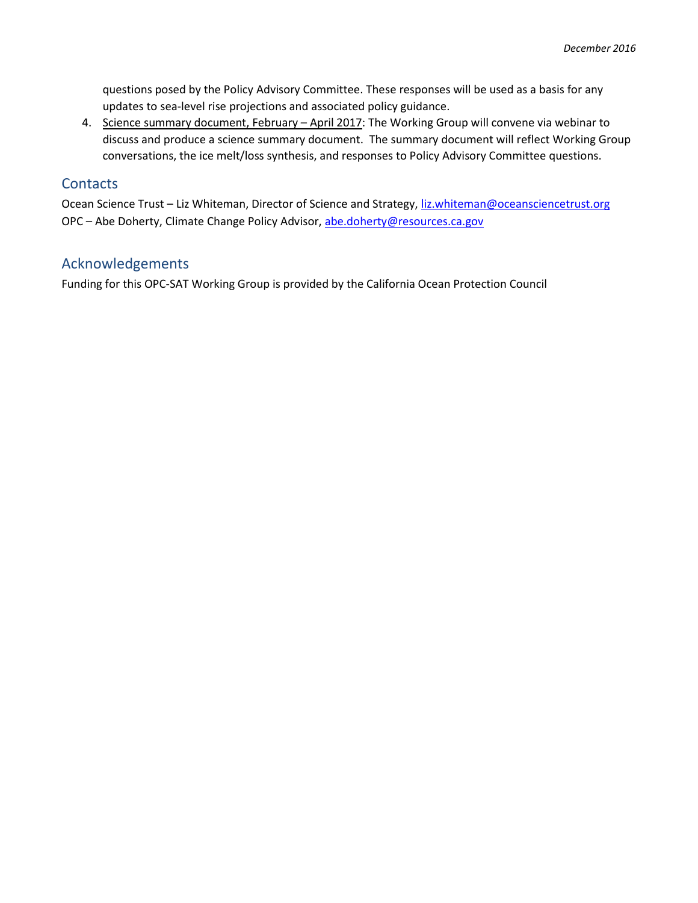questions posed by the Policy Advisory Committee. These responses will be used as a basis for any updates to sea-level rise projections and associated policy guidance.

4. Science summary document, February – April 2017: The Working Group will convene via webinar to discuss and produce a science summary document. The summary document will reflect Working Group conversations, the ice melt/loss synthesis, and responses to Policy Advisory Committee questions.

## Contacts

Ocean Science Trust – Liz Whiteman, Director of Science and Strategy, liz.whiteman@oceansciencetrust.org
OPC – Abe Doherty, Climate Change Policy Advisor, abe.doherty@resources.ca.gov

## Acknowledgements

Funding for this OPC-SAT Working Group is provided by the California Ocean Protection Council